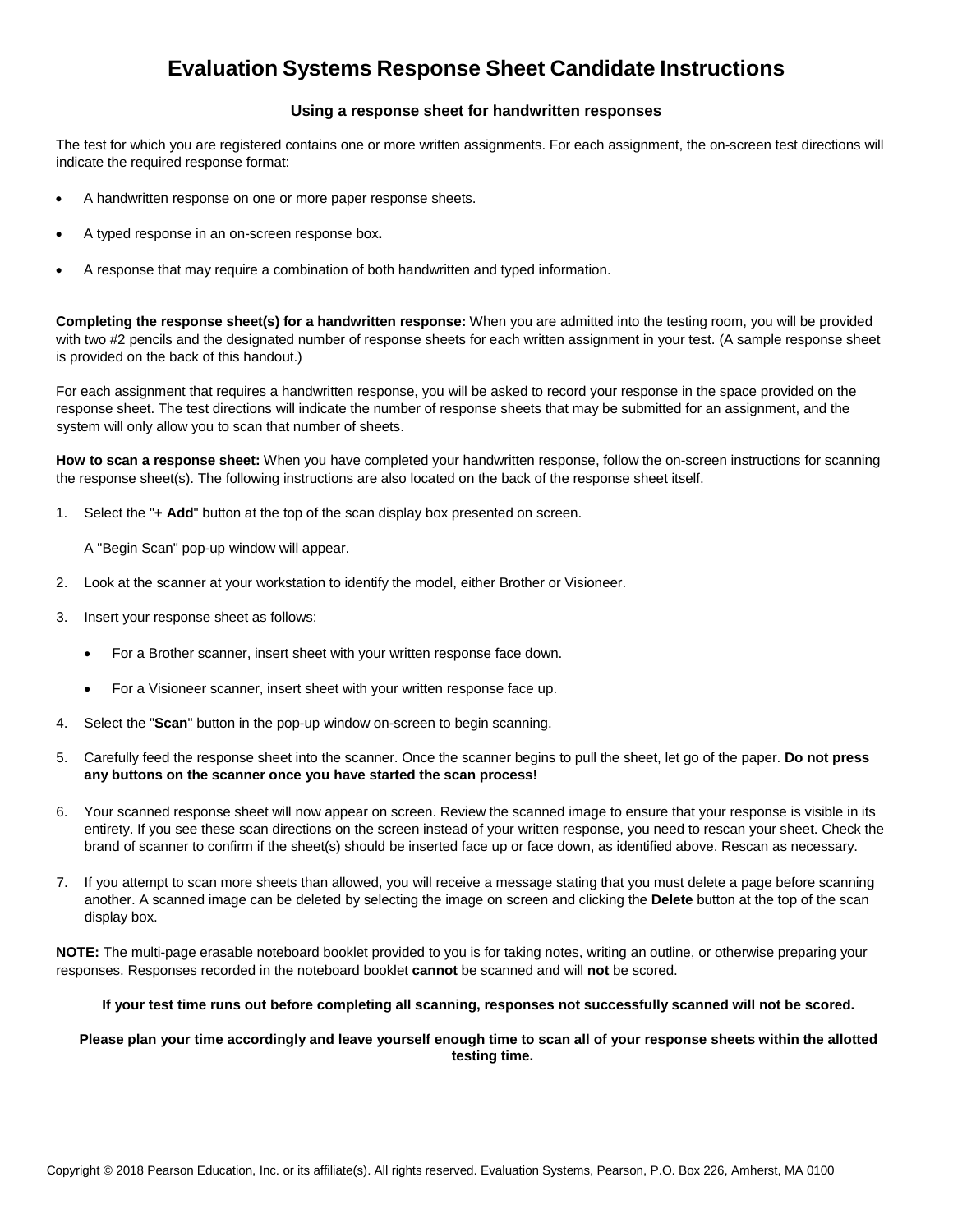# Evaluation Systems Response Sheet Candidate Instructions

### Using a response sheet for handwritten responses

The test for which you are registered contains one or more written assignments. For each assignment, the on-screen test directions will indicate the required response format:

- A handwritten response on one or more paper response sheets.
- A typed response in an on-screen response box**.**
- A response that may require a combination of both handwritten and typed information.

**Completing the response sheet(s) for a handwritten response:** When you are admitted into the testing room, you will be provided with two #2 pencils and the designated number of response sheets for each written assignment in your test. (A sample response sheet is provided on the back of this handout.)

For each assignment that requires a handwritten response, you will be asked to record your response in the space provided on the response sheet. The test directions will indicate the number of response sheets that may be submitted for an assignment, and the system will only allow you to scan that number of sheets.

**How to scan a response sheet:** When you have completed your handwritten response, follow the on-screen instructions for scanning the response sheet(s). The following instructions are also located on the back of the response sheet itself.

1. Select the "**+ Add**" button at the top of the scan display box presented on screen.

   A "Begin Scan" pop-up window will appear.

2. Look at the scanner at your workstation to identify the model, either Brother or Visioneer.

3. Insert your response sheet as follows:

   - For a Brother scanner, insert sheet with your written response face down.
   - For a Visioneer scanner, insert sheet with your written response face up.

4. Select the "**Scan**" button in the pop-up window on-screen to begin scanning.

5. Carefully feed the response sheet into the scanner. Once the scanner begins to pull the sheet, let go of the paper. **Do not press any buttons on the scanner once you have started the scan process!**

6. Your scanned response sheet will now appear on screen. Review the scanned image to ensure that your response is visible in its entirety. If you see these scan directions on the screen instead of your written response, you need to rescan your sheet. Check the brand of scanner to confirm if the sheet(s) should be inserted face up or face down, as identified above. Rescan as necessary.

7. If you attempt to scan more sheets than allowed, you will receive a message stating that you must delete a page before scanning another. A scanned image can be deleted by selecting the image on screen and clicking the **Delete** button at the top of the scan display box.

**NOTE:** The multi-page erasable noteboard booklet provided to you is for taking notes, writing an outline, or otherwise preparing your responses. Responses recorded in the noteboard booklet **cannot** be scanned and will **not** be scored.

**If your test time runs out before completing all scanning, responses not successfully scanned will not be scored.**

**Please plan your time accordingly and leave yourself enough time to scan all of your response sheets within the allotted testing time.**

Copyright © 2018 Pearson Education, Inc. or its affiliate(s). All rights reserved. Evaluation Systems, Pearson, P.O. Box 226, Amherst, MA 0100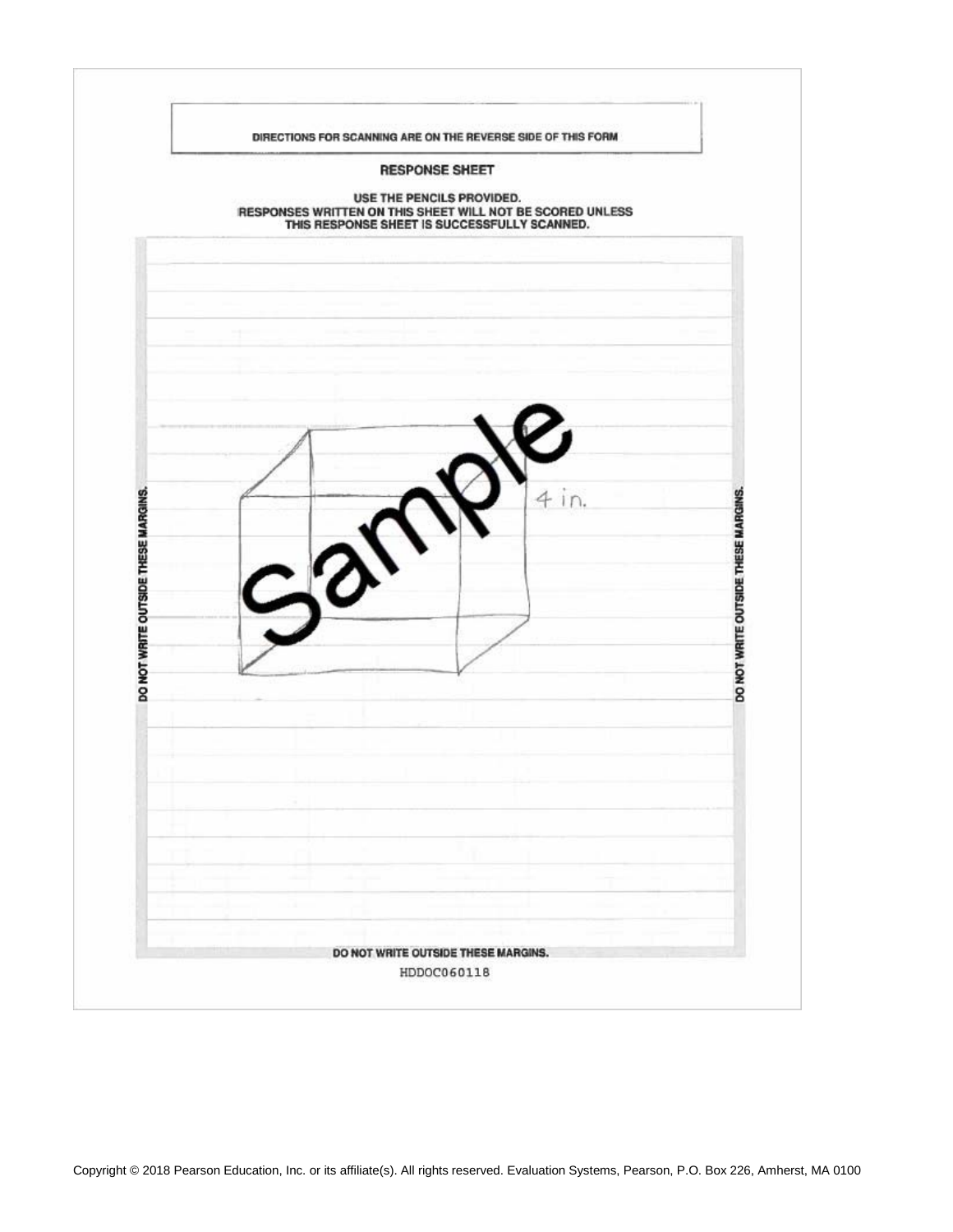DIRECTIONS FOR SCANNING ARE ON THE REVERSE SIDE OF THIS FORM

**RESPONSE SHEET**

USE THE PENCILS PROVIDED.
RESPONSES WRITTEN ON THIS SHEET WILL NOT BE SCORED UNLESS
THIS RESPONSE SHEET IS SUCCESSFULLY SCANNED.

DO NOT WRITE OUTSIDE THESE MARGINS.

4 in.

Sample

DO NOT WRITE OUTSIDE THESE MARGINS.

DO NOT WRITE OUTSIDE THESE MARGINS.

HDDOC060118

Copyright © 2018 Pearson Education, Inc. or its affiliate(s). All rights reserved. Evaluation Systems, Pearson, P.O. Box 226, Amherst, MA 0100